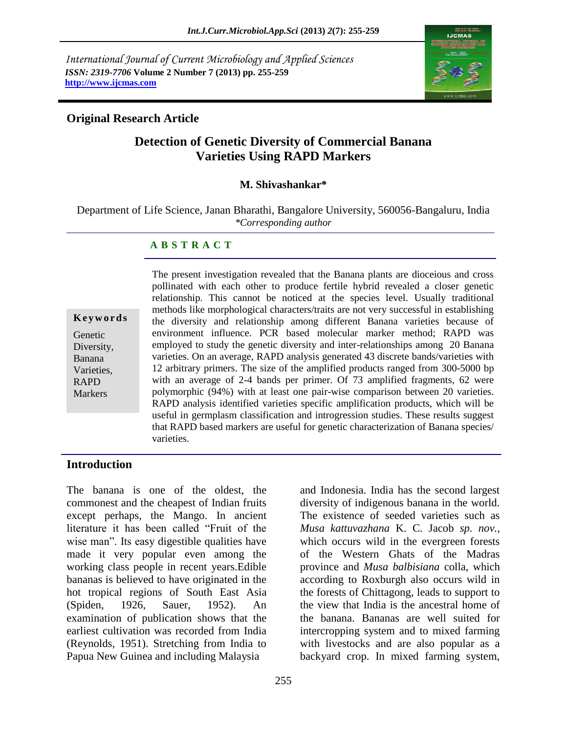International Journal of Current Microbiology and Applied Sciences
*ISSN: 2319-7706* **Volume 2 Number 7 (2013) pp. 255-259**
**http://www.ijcmas.com**

**Original Research Article**

# Detection of Genetic Diversity of Commercial Banana Varieties Using RAPD Markers

**M. Shivashankar***

Department of Life Science, Janan Bharathi, Bangalore University, 560056-Bangaluru, India
*\*Corresponding author*

## A B S T R A C T

**Keywords**

Genetic Diversity, Banana Varieties, RAPD Markers

The present investigation revealed that the Banana plants are dioceious and cross pollinated with each other to produce fertile hybrid revealed a closer genetic relationship. This cannot be noticed at the species level. Usually traditional methods like morphological characters/traits are not very successful in establishing the diversity and relationship among different Banana varieties because of environment influence. PCR based molecular marker method; RAPD was employed to study the genetic diversity and inter-relationships among 20 Banana varieties. On an average, RAPD analysis generated 43 discrete bands/varieties with 12 arbitrary primers. The size of the amplified products ranged from 300-5000 bp with an average of 2-4 bands per primer. Of 73 amplified fragments, 62 were polymorphic (94%) with at least one pair-wise comparison between 20 varieties. RAPD analysis identified varieties specific amplification products, which will be useful in germplasm classification and introgression studies. These results suggest that RAPD based markers are useful for genetic characterization of Banana species/ varieties.

## Introduction

The banana is one of the oldest, the commonest and the cheapest of Indian fruits except perhaps, the Mango. In ancient literature it has been called "Fruit of the wise man". Its easy digestible qualities have made it very popular even among the working class people in recent years.Edible bananas is believed to have originated in the hot tropical regions of South East Asia (Spiden, 1926, Sauer, 1952). An examination of publication shows that the earliest cultivation was recorded from India (Reynolds, 1951). Stretching from India to Papua New Guinea and including Malaysia and Indonesia. India has the second largest diversity of indigenous banana in the world. The existence of seeded varieties such as *Musa kattuvazhana* K. C. Jacob *sp. nov.*, which occurs wild in the evergreen forests of the Western Ghats of the Madras province and *Musa balbisiana* colla, which according to Roxburgh also occurs wild in the forests of Chittagong, leads to support to the view that India is the ancestral home of the banana. Bananas are well suited for intercropping system and to mixed farming with livestocks and are also popular as a backyard crop. In mixed farming system,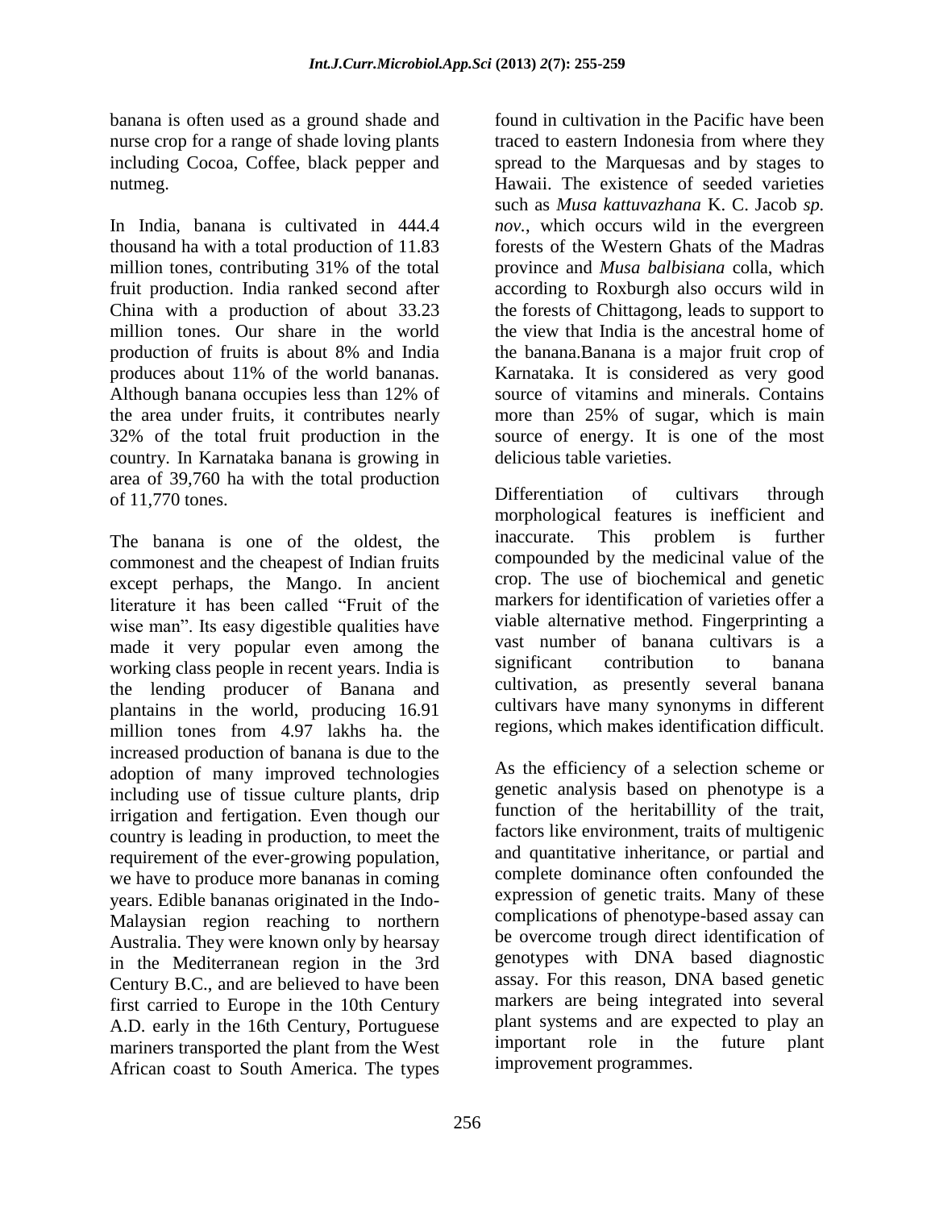banana is often used as a ground shade and nurse crop for a range of shade loving plants including Cocoa, Coffee, black pepper and nutmeg.

In India, banana is cultivated in 444.4 thousand ha with a total production of 11.83 million tones, contributing 31% of the total fruit production. India ranked second after China with a production of about 33.23 million tones. Our share in the world production of fruits is about 8% and India produces about 11% of the world bananas. Although banana occupies less than 12% of the area under fruits, it contributes nearly 32% of the total fruit production in the country. In Karnataka banana is growing in area of 39,760 ha with the total production of 11,770 tones.

The banana is one of the oldest, the commonest and the cheapest of Indian fruits except perhaps, the Mango. In ancient literature it has been called "Fruit of the wise man". Its easy digestible qualities have made it very popular even among the working class people in recent years. India is the lending producer of Banana and plantains in the world, producing 16.91 million tones from 4.97 lakhs ha. the increased production of banana is due to the adoption of many improved technologies including use of tissue culture plants, drip irrigation and fertigation. Even though our country is leading in production, to meet the requirement of the ever-growing population, we have to produce more bananas in coming years. Edible bananas originated in the Indo-Malaysian region reaching to northern Australia. They were known only by hearsay in the Mediterranean region in the 3rd Century B.C., and are believed to have been first carried to Europe in the 10th Century A.D. early in the 16th Century, Portuguese mariners transported the plant from the West African coast to South America. The types found in cultivation in the Pacific have been traced to eastern Indonesia from where they spread to the Marquesas and by stages to Hawaii. The existence of seeded varieties such as *Musa kattuvazhana* K. C. Jacob *sp. nov.*, which occurs wild in the evergreen forests of the Western Ghats of the Madras province and *Musa balbisiana* colla, which according to Roxburgh also occurs wild in the forests of Chittagong, leads to support to the view that India is the ancestral home of the banana.Banana is a major fruit crop of Karnataka. It is considered as very good source of vitamins and minerals. Contains more than 25% of sugar, which is main source of energy. It is one of the most delicious table varieties.

Differentiation of cultivars through morphological features is inefficient and inaccurate. This problem is further compounded by the medicinal value of the crop. The use of biochemical and genetic markers for identification of varieties offer a viable alternative method. Fingerprinting a vast number of banana cultivars is a significant contribution to banana cultivation, as presently several banana cultivars have many synonyms in different regions, which makes identification difficult.

As the efficiency of a selection scheme or genetic analysis based on phenotype is a function of the heritabillity of the trait, factors like environment, traits of multigenic and quantitative inheritance, or partial and complete dominance often confounded the expression of genetic traits. Many of these complications of phenotype-based assay can be overcome trough direct identification of genotypes with DNA based diagnostic assay. For this reason, DNA based genetic markers are being integrated into several plant systems and are expected to play an important role in the future plant improvement programmes.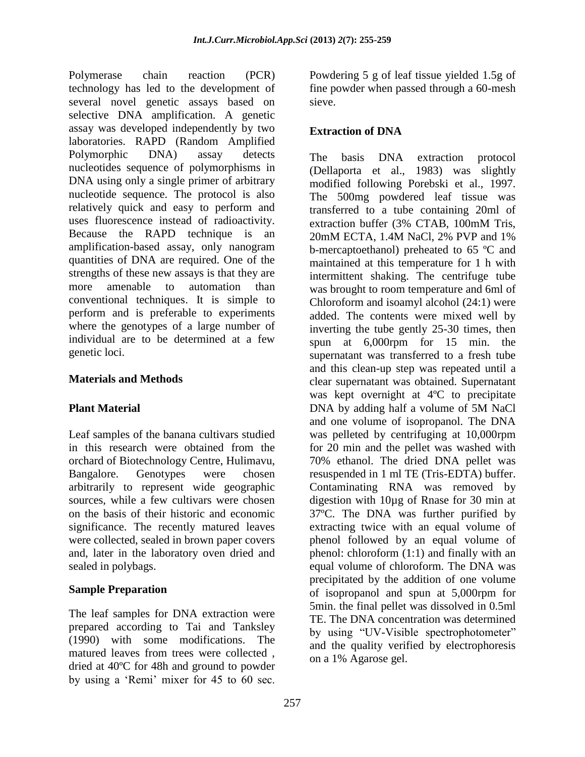Polymerase chain reaction (PCR) technology has led to the development of several novel genetic assays based on selective DNA amplification. A genetic assay was developed independently by two laboratories. RAPD (Random Amplified Polymorphic DNA) assay detects nucleotides sequence of polymorphisms in DNA using only a single primer of arbitrary nucleotide sequence. The protocol is also relatively quick and easy to perform and uses fluorescence instead of radioactivity. Because the RAPD technique is an amplification-based assay, only nanogram quantities of DNA are required. One of the strengths of these new assays is that they are more amenable to automation than conventional techniques. It is simple to perform and is preferable to experiments where the genotypes of a large number of individual are to be determined at a few genetic loci.

## Materials and Methods

### Plant Material

Leaf samples of the banana cultivars studied in this research were obtained from the orchard of Biotechnology Centre, Hulimavu, Bangalore. Genotypes were chosen arbitrarily to represent wide geographic sources, while a few cultivars were chosen on the basis of their historic and economic significance. The recently matured leaves were collected, sealed in brown paper covers and, later in the laboratory oven dried and sealed in polybags.

### Sample Preparation

The leaf samples for DNA extraction were prepared according to Tai and Tanksley (1990) with some modifications. The matured leaves from trees were collected , dried at 40ºC for 48h and ground to powder by using a 'Remi' mixer for 45 to 60 sec. Powdering 5 g of leaf tissue yielded 1.5g of fine powder when passed through a 60-mesh sieve.

### Extraction of DNA

The basis DNA extraction protocol (Dellaporta et al., 1983) was slightly modified following Porebski et al., 1997. The 500mg powdered leaf tissue was transferred to a tube containing 20ml of extraction buffer (3% CTAB, 100mM Tris, 20mM ECTA, 1.4M NaCl, 2% PVP and 1% b-mercaptoethanol) preheated to 65 ºC and maintained at this temperature for 1 h with intermittent shaking. The centrifuge tube was brought to room temperature and 6ml of Chloroform and isoamyl alcohol (24:1) were added. The contents were mixed well by inverting the tube gently 25-30 times, then spun at 6,000rpm for 15 min. the supernatant was transferred to a fresh tube and this clean-up step was repeated until a clear supernatant was obtained. Supernatant was kept overnight at 4ºC to precipitate DNA by adding half a volume of 5M NaCl and one volume of isopropanol. The DNA was pelleted by centrifuging at 10,000rpm for 20 min and the pellet was washed with 70% ethanol. The dried DNA pellet was resuspended in 1 ml TE (Tris-EDTA) buffer. Contaminating RNA was removed by digestion with 10µg of Rnase for 30 min at 37ºC. The DNA was further purified by extracting twice with an equal volume of phenol followed by an equal volume of phenol: chloroform (1:1) and finally with an equal volume of chloroform. The DNA was precipitated by the addition of one volume of isopropanol and spun at 5,000rpm for 5min. the final pellet was dissolved in 0.5ml TE. The DNA concentration was determined by using "UV-Visible spectrophotometer" and the quality verified by electrophoresis on a 1% Agarose gel.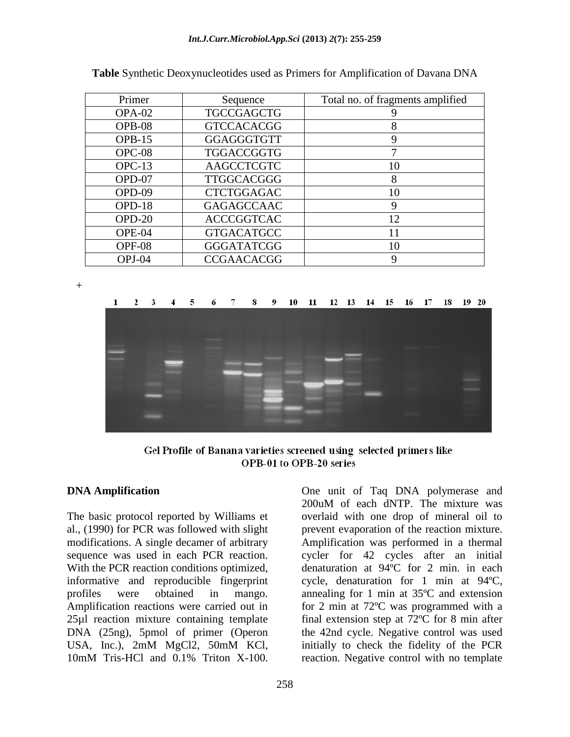**Table** Synthetic Deoxynucleotides used as Primers for Amplification of Davana DNA

| Primer | Sequence | Total no. of fragments amplified |
|---|---|---|
| OPA-02 | TGCCGAGCTG | 9 |
| OPB-08 | GTCCACACGG | 8 |
| OPB-15 | GGAGGGTGTT | 9 |
| OPC-08 | TGGACCGGTG | 7 |
| OPC-13 | AAGCCTCGTC | 10 |
| OPD-07 | TTGGCACGGG | 8 |
| OPD-09 | CTCTGGAGAC | 10 |
| OPD-18 | GAGAGCCAAC | 9 |
| OPD-20 | ACCCGGTCAC | 12 |
| OPE-04 | GTGACATGCC | 11 |
| OPF-08 | GGGATATCGG | 10 |
| OPJ-04 | CCGAACACGG | 9 |

Gel Profile of Banana varieties screened using selected primers like OPB-01 to OPB-20 series

### DNA Amplification

The basic protocol reported by Williams et al., (1990) for PCR was followed with slight modifications. A single decamer of arbitrary sequence was used in each PCR reaction. With the PCR reaction conditions optimized, informative and reproducible fingerprint profiles were obtained in mango. Amplification reactions were carried out in 25µl reaction mixture containing template DNA (25ng), 5pmol of primer (Operon USA, Inc.), 2mM $MgCl_2$, 50mM KCl, 10mM Tris-HCl and 0.1% Triton X-100. One unit of Taq DNA polymerase and 200uM of each dNTP. The mixture was overlaid with one drop of mineral oil to prevent evaporation of the reaction mixture. Amplification was performed in a thermal cycler for 42 cycles after an initial denaturation at 94ºC for 2 min. in each cycle, denaturation for 1 min at 94ºC, annealing for 1 min at 35ºC and extension for 2 min at 72ºC was programmed with a final extension step at 72ºC for 8 min after the 42nd cycle. Negative control was used initially to check the fidelity of the PCR reaction. Negative control with no template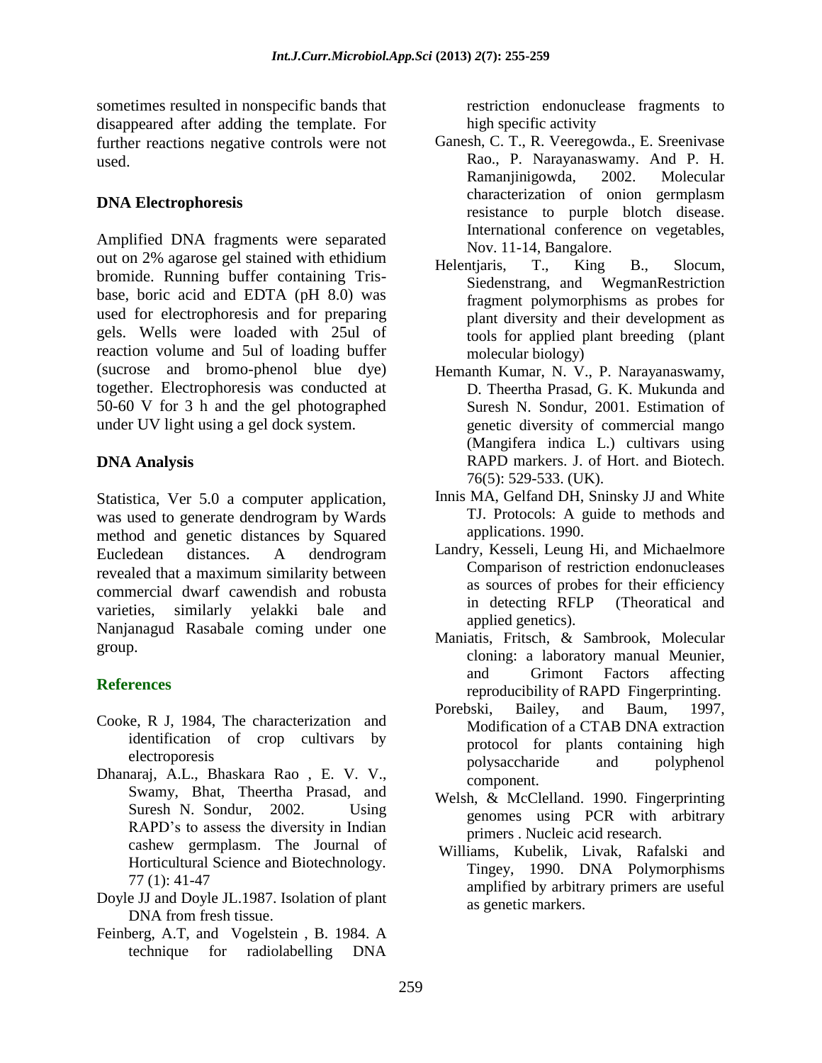sometimes resulted in nonspecific bands that disappeared after adding the template. For further reactions negative controls were not used.

## DNA Electrophoresis

Amplified DNA fragments were separated out on 2% agarose gel stained with ethidium bromide. Running buffer containing Tris-base, boric acid and EDTA (pH 8.0) was used for electrophoresis and for preparing gels. Wells were loaded with 25ul of reaction volume and 5ul of loading buffer (sucrose and bromo-phenol blue dye) together. Electrophoresis was conducted at 50-60 V for 3 h and the gel photographed under UV light using a gel dock system.

## DNA Analysis

Statistica, Ver 5.0 a computer application, was used to generate dendrogram by Wards method and genetic distances by Squared Eucledean distances. A dendrogram revealed that a maximum similarity between commercial dwarf cawendish and robusta varieties, similarly yelakki bale and Nanjanagud Rasabale coming under one group.

## References

- Cooke, R J, 1984, The characterization and identification of crop cultivars by electroporesis
- Dhanaraj, A.L., Bhaskara Rao , E. V. V., Swamy, Bhat, Theertha Prasad, and Suresh N. Sondur, 2002. Using RAPD's to assess the diversity in Indian cashew germplasm. The Journal of Horticultural Science and Biotechnology. 77 (1): 41-47
- Doyle JJ and Doyle JL.1987. Isolation of plant DNA from fresh tissue.
- Feinberg, A.T, and Vogelstein , B. 1984. A technique for radiolabelling DNA restriction endonuclease fragments to high specific activity
- Ganesh, C. T., R. Veeregowda., E. Sreenivase Rao., P. Narayanaswamy. And P. H. Ramanjinigowda, 2002. Molecular characterization of onion germplasm resistance to purple blotch disease. International conference on vegetables, Nov. 11-14, Bangalore.
- Helentjaris, T., King B., Slocum, Siedenstrang, and WegmanRestriction fragment polymorphisms as probes for plant diversity and their development as tools for applied plant breeding (plant molecular biology)
- Hemanth Kumar, N. V., P. Narayanaswamy, D. Theertha Prasad, G. K. Mukunda and Suresh N. Sondur, 2001. Estimation of genetic diversity of commercial mango (Mangifera indica L.) cultivars using RAPD markers. J. of Hort. and Biotech. 76(5): 529-533. (UK).
- Innis MA, Gelfand DH, Sninsky JJ and White TJ. Protocols: A guide to methods and applications. 1990.
- Landry, Kesseli, Leung Hi, and Michaelmore Comparison of restriction endonucleases as sources of probes for their efficiency in detecting RFLP (Theoratical and applied genetics).
- Maniatis, Fritsch, & Sambrook, Molecular cloning: a laboratory manual Meunier, and Grimont Factors affecting reproducibility of RAPD Fingerprinting.
- Porebski, Bailey, and Baum, 1997, Modification of a CTAB DNA extraction protocol for plants containing high polysaccharide and polyphenol component.
- Welsh, & McClelland. 1990. Fingerprinting genomes using PCR with arbitrary primers . Nucleic acid research.
- Williams, Kubelik, Livak, Rafalski and Tingey, 1990. DNA Polymorphisms amplified by arbitrary primers are useful as genetic markers.